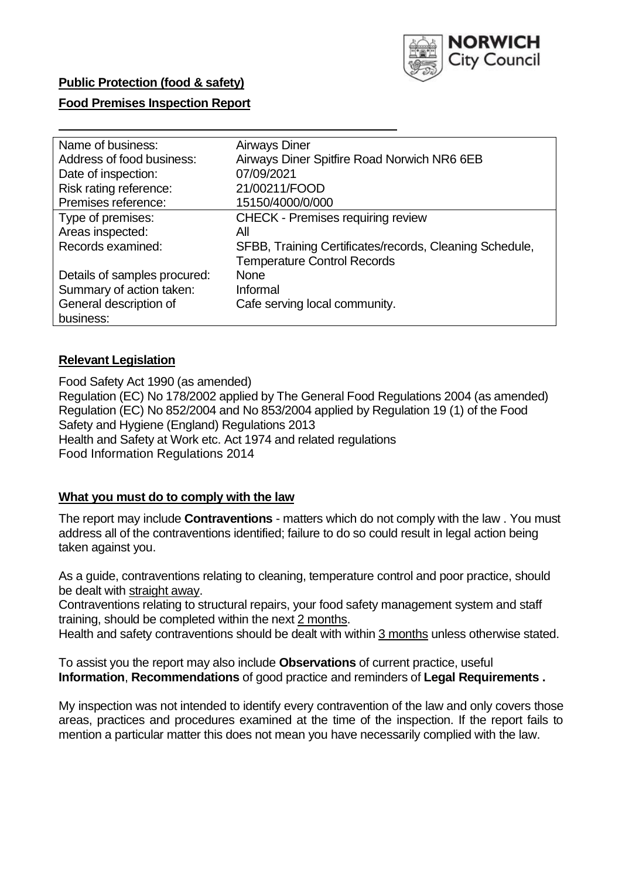**Public Protection (food & safety)**

**Food Premises Inspection Report**

| Name of business: | Airways Diner |
|---|---|
| Address of food business: | Airways Diner Spitfire Road Norwich NR6 6EB |
| Date of inspection: | 07/09/2021 |
| Risk rating reference: | 21/00211/FOOD |
| Premises reference: | 15150/4000/0/000 |
| Type of premises: | CHECK - Premises requiring review |
| Areas inspected: | All |
| Records examined: | SFBB, Training Certificates/records, Cleaning Schedule, Temperature Control Records |
| Details of samples procured: | None |
| Summary of action taken: | Informal |
| General description of business: | Cafe serving local community. |

## **Relevant Legislation**

Food Safety Act 1990 (as amended)
Regulation (EC) No 178/2002 applied by The General Food Regulations 2004 (as amended)
Regulation (EC) No 852/2004 and No 853/2004 applied by Regulation 19 (1) of the Food Safety and Hygiene (England) Regulations 2013
Health and Safety at Work etc. Act 1974 and related regulations
Food Information Regulations 2014

## **What you must do to comply with the law**

The report may include **Contraventions** - matters which do not comply with the law . You must address all of the contraventions identified; failure to do so could result in legal action being taken against you.

As a guide, contraventions relating to cleaning, temperature control and poor practice, should be dealt with straight away.
Contraventions relating to structural repairs, your food safety management system and staff training, should be completed within the next 2 months.
Health and safety contraventions should be dealt with within 3 months unless otherwise stated.

To assist you the report may also include **Observations** of current practice, useful **Information**, **Recommendations** of good practice and reminders of **Legal Requirements .**

My inspection was not intended to identify every contravention of the law and only covers those areas, practices and procedures examined at the time of the inspection. If the report fails to mention a particular matter this does not mean you have necessarily complied with the law.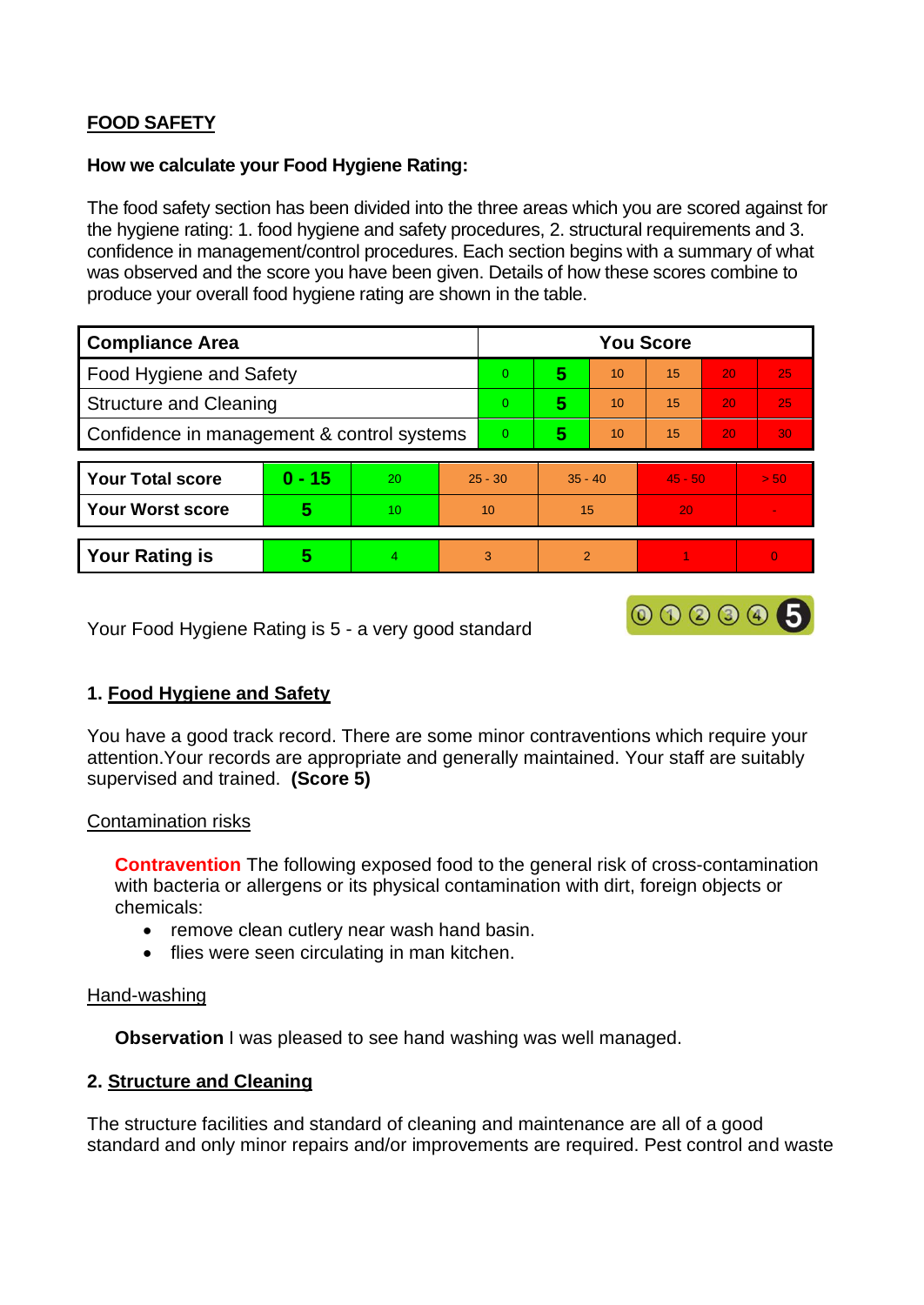## FOOD SAFETY

**How we calculate your Food Hygiene Rating:**

The food safety section has been divided into the three areas which you are scored against for the hygiene rating: 1. food hygiene and safety procedures, 2. structural requirements and 3. confidence in management/control procedures. Each section begins with a summary of what was observed and the score you have been given. Details of how these scores combine to produce your overall food hygiene rating are shown in the table.

| Compliance Area | You Score | | | | | |
|---|---|---|---|---|---|---|
| Food Hygiene and Safety | 0 | **5** | 10 | 15 | 20 | 25 |
| Structure and Cleaning | 0 | **5** | 10 | 15 | 20 | 25 |
| Confidence in management & control systems | 0 | **5** | 10 | 15 | 20 | 30 |

| | | | | | | |
|---|---|---|---|---|---|---|
| **Your Total score** | **0 - 15** | 20 | 25 - 30 | 35 - 40 | 45 - 50 | > 50 |
| **Your Worst score** | **5** | 10 | 10 | 15 | 20 | - |

| | | | | | | |
|---|---|---|---|---|---|---|
| **Your Rating is** | **5** | 4 | 3 | 2 | 1 | 0 |

Your Food Hygiene Rating is 5 - a very good standard

### 1. Food Hygiene and Safety

You have a good track record. There are some minor contraventions which require your attention.Your records are appropriate and generally maintained. Your staff are suitably supervised and trained. **(Score 5)**

Contamination risks

**Contravention** The following exposed food to the general risk of cross-contamination with bacteria or allergens or its physical contamination with dirt, foreign objects or chemicals:

- remove clean cutlery near wash hand basin.
- flies were seen circulating in man kitchen.

Hand-washing

**Observation** I was pleased to see hand washing was well managed.

### 2. Structure and Cleaning

The structure facilities and standard of cleaning and maintenance are all of a good standard and only minor repairs and/or improvements are required. Pest control and waste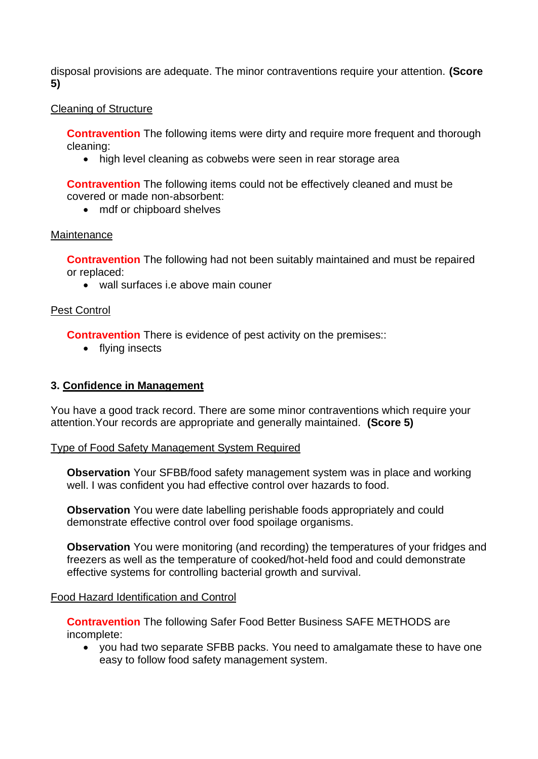disposal provisions are adequate. The minor contraventions require your attention. **(Score 5)**

Cleaning of Structure

> **Contravention** The following items were dirty and require more frequent and thorough cleaning:
> - high level cleaning as cobwebs were seen in rear storage area
>
> **Contravention** The following items could not be effectively cleaned and must be covered or made non-absorbent:
> - mdf or chipboard shelves

Maintenance

> **Contravention** The following had not been suitably maintained and must be repaired or replaced:
> - wall surfaces i.e above main couner

Pest Control

> **Contravention** There is evidence of pest activity on the premises::
> - flying insects

### 3. Confidence in Management

You have a good track record. There are some minor contraventions which require your attention.Your records are appropriate and generally maintained. **(Score 5)**

Type of Food Safety Management System Required

> **Observation** Your SFBB/food safety management system was in place and working well. I was confident you had effective control over hazards to food.
>
> **Observation** You were date labelling perishable foods appropriately and could demonstrate effective control over food spoilage organisms.
>
> **Observation** You were monitoring (and recording) the temperatures of your fridges and freezers as well as the temperature of cooked/hot-held food and could demonstrate effective systems for controlling bacterial growth and survival.

Food Hazard Identification and Control

> **Contravention** The following Safer Food Better Business SAFE METHODS are incomplete:
> - you had two separate SFBB packs. You need to amalgamate these to have one easy to follow food safety management system.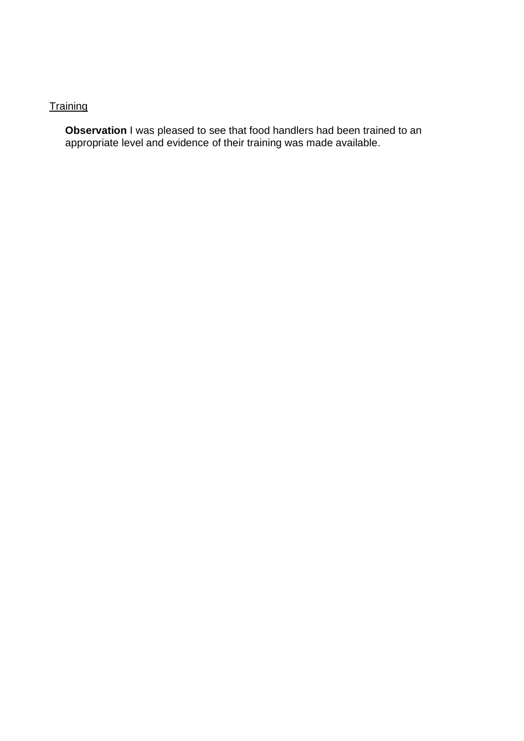<u>Training</u>

**Observation** I was pleased to see that food handlers had been trained to an appropriate level and evidence of their training was made available.